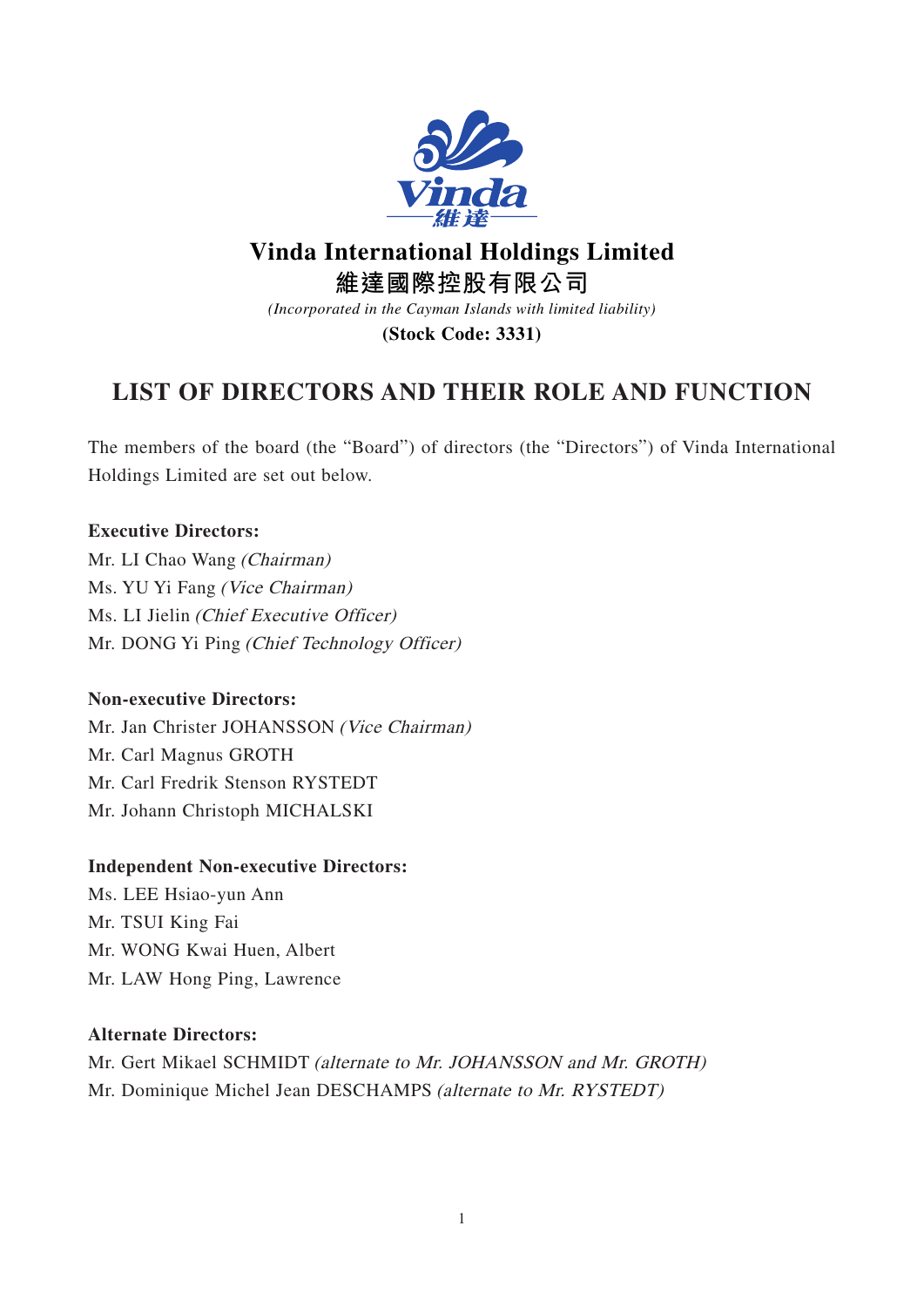# Vinda International Holdings Limited

# 維達國際控股有限公司

*(Incorporated in the Cayman Islands with limited liability)*

**(Stock Code: 3331)**

## LIST OF DIRECTORS AND THEIR ROLE AND FUNCTION

The members of the board (the "Board") of directors (the "Directors") of Vinda International Holdings Limited are set out below.

**Executive Directors:**

Mr. LI Chao Wang *(Chairman)*
Ms. YU Yi Fang *(Vice Chairman)*
Ms. LI Jielin *(Chief Executive Officer)*
Mr. DONG Yi Ping *(Chief Technology Officer)*

**Non-executive Directors:**

Mr. Jan Christer JOHANSSON *(Vice Chairman)*
Mr. Carl Magnus GROTH
Mr. Carl Fredrik Stenson RYSTEDT
Mr. Johann Christoph MICHALSKI

**Independent Non-executive Directors:**

Ms. LEE Hsiao-yun Ann
Mr. TSUI King Fai
Mr. WONG Kwai Huen, Albert
Mr. LAW Hong Ping, Lawrence

**Alternate Directors:**

Mr. Gert Mikael SCHMIDT *(alternate to Mr. JOHANSSON and Mr. GROTH)*
Mr. Dominique Michel Jean DESCHAMPS *(alternate to Mr. RYSTEDT)*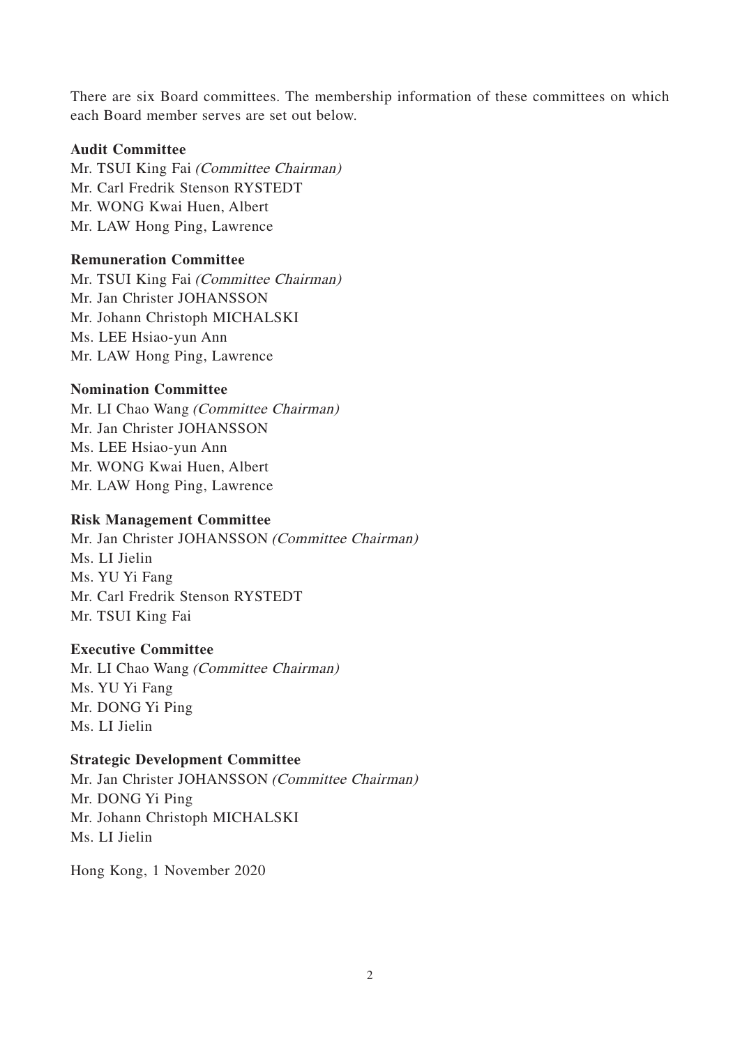There are six Board committees. The membership information of these committees on which each Board member serves are set out below.

**Audit Committee**

Mr. TSUI King Fai *(Committee Chairman)*
Mr. Carl Fredrik Stenson RYSTEDT
Mr. WONG Kwai Huen, Albert
Mr. LAW Hong Ping, Lawrence

**Remuneration Committee**

Mr. TSUI King Fai *(Committee Chairman)*
Mr. Jan Christer JOHANSSON
Mr. Johann Christoph MICHALSKI
Ms. LEE Hsiao-yun Ann
Mr. LAW Hong Ping, Lawrence

**Nomination Committee**

Mr. LI Chao Wang *(Committee Chairman)*
Mr. Jan Christer JOHANSSON
Ms. LEE Hsiao-yun Ann
Mr. WONG Kwai Huen, Albert
Mr. LAW Hong Ping, Lawrence

**Risk Management Committee**

Mr. Jan Christer JOHANSSON *(Committee Chairman)*
Ms. LI Jielin
Ms. YU Yi Fang
Mr. Carl Fredrik Stenson RYSTEDT
Mr. TSUI King Fai

**Executive Committee**

Mr. LI Chao Wang *(Committee Chairman)*
Ms. YU Yi Fang
Mr. DONG Yi Ping
Ms. LI Jielin

**Strategic Development Committee**

Mr. Jan Christer JOHANSSON *(Committee Chairman)*
Mr. DONG Yi Ping
Mr. Johann Christoph MICHALSKI
Ms. LI Jielin

Hong Kong, 1 November 2020